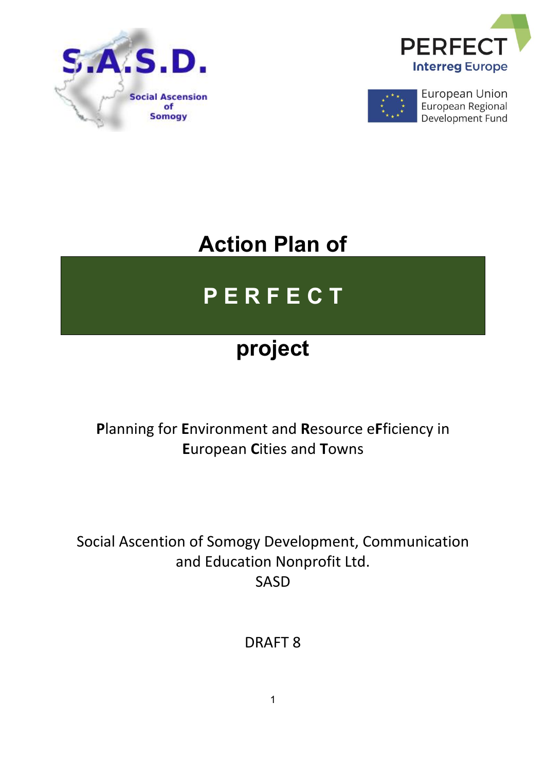S.A.S.D.

Social Ascension of Somogy

PERFECT

Interreg Europe

European Union
European Regional Development Fund

# Action Plan of

# P E R F E C T

# project

**P**lanning for **E**nvironment and **R**esource e**F**ficiency in **E**uropean **C**ities and **T**owns

Social Ascention of Somogy Development, Communication and Education Nonprofit Ltd.
SASD

DRAFT 8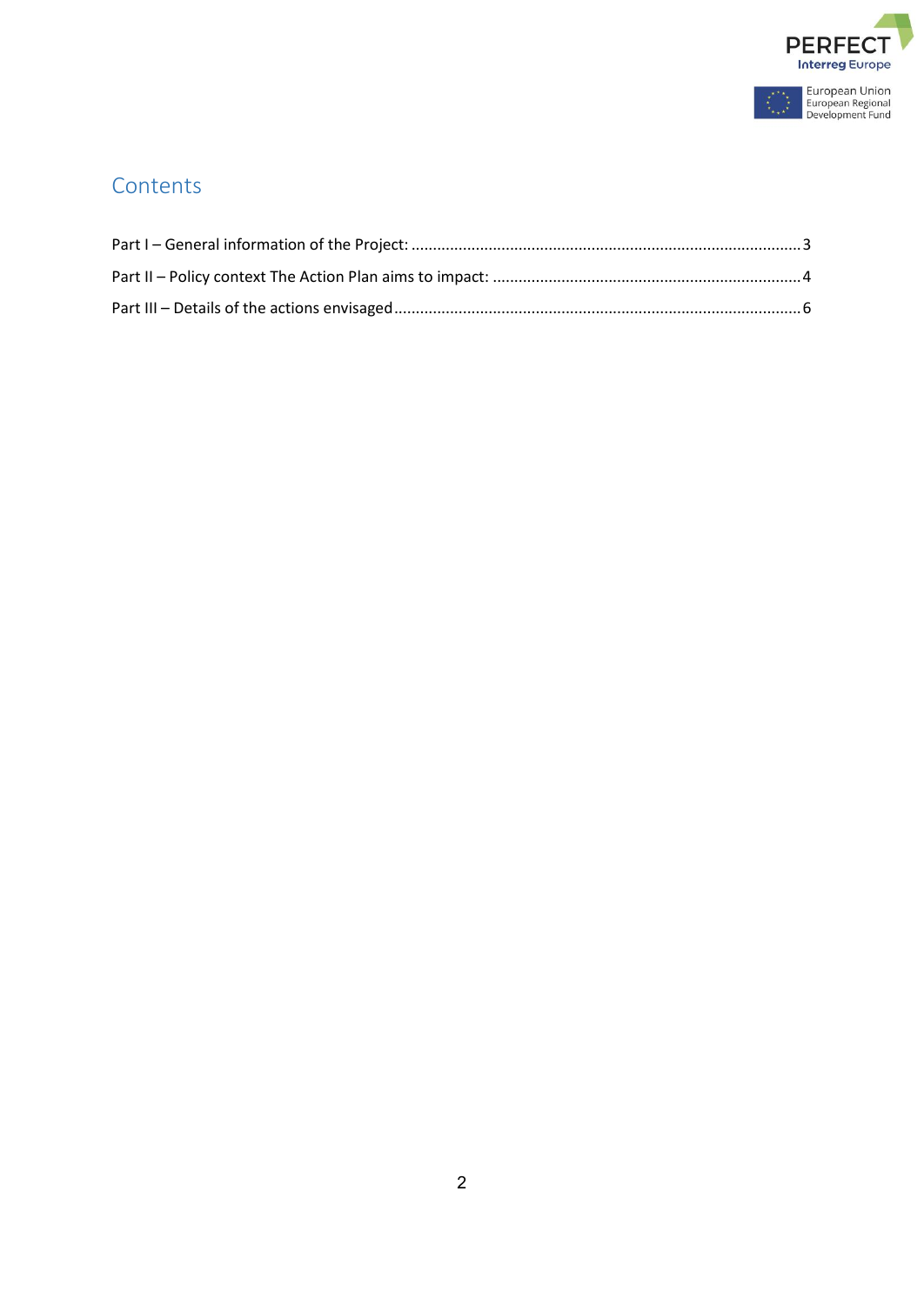# Contents

Part I – General information of the Project: ........................................................................................ 3

Part II – Policy context The Action Plan aims to impact: ....................................................................... 4

Part III – Details of the actions envisaged ............................................................................................. 6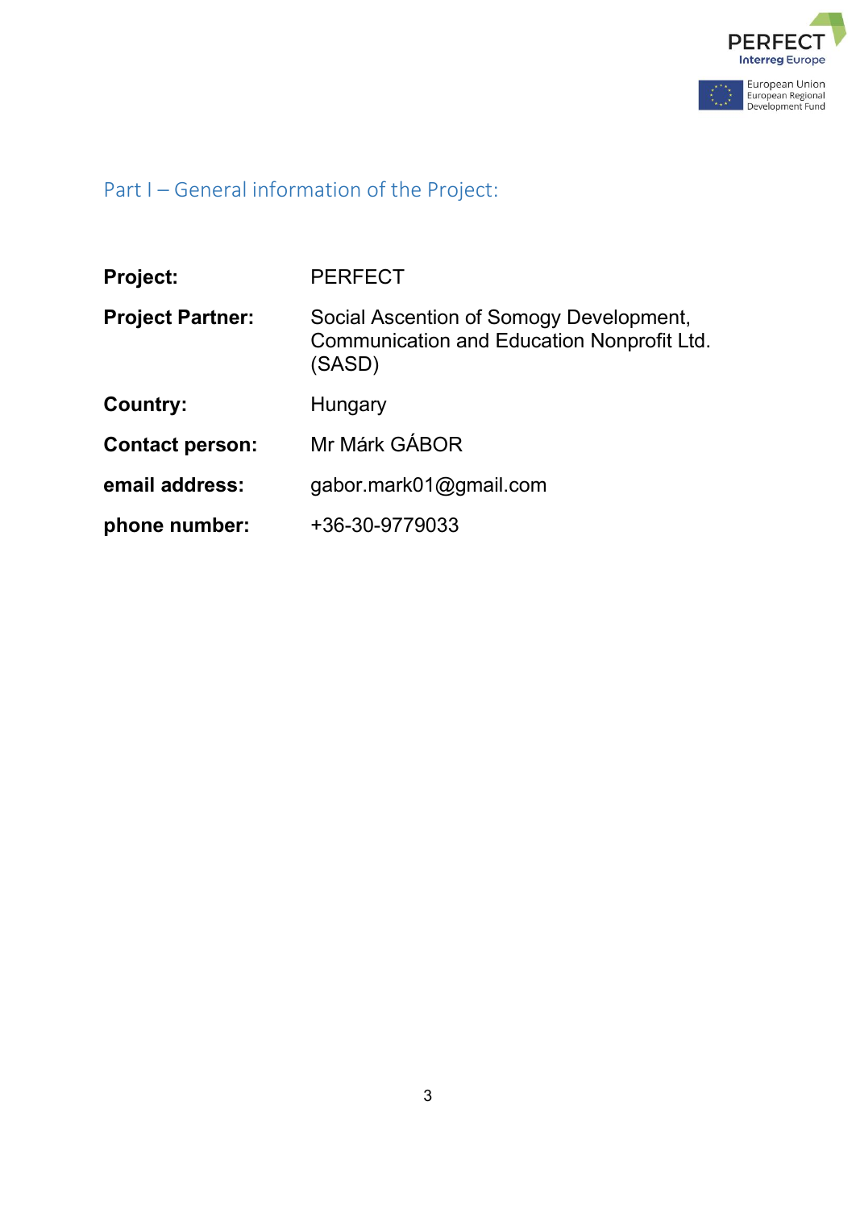## Part I – General information of the Project:

| | |
|---|---|
| **Project:** | PERFECT |
| **Project Partner:** | Social Ascention of Somogy Development, Communication and Education Nonprofit Ltd. (SASD) |
| **Country:** | Hungary |
| **Contact person:** | Mr Márk GÁBOR |
| **email address:** | gabor.mark01@gmail.com |
| **phone number:** | +36-30-9779033 |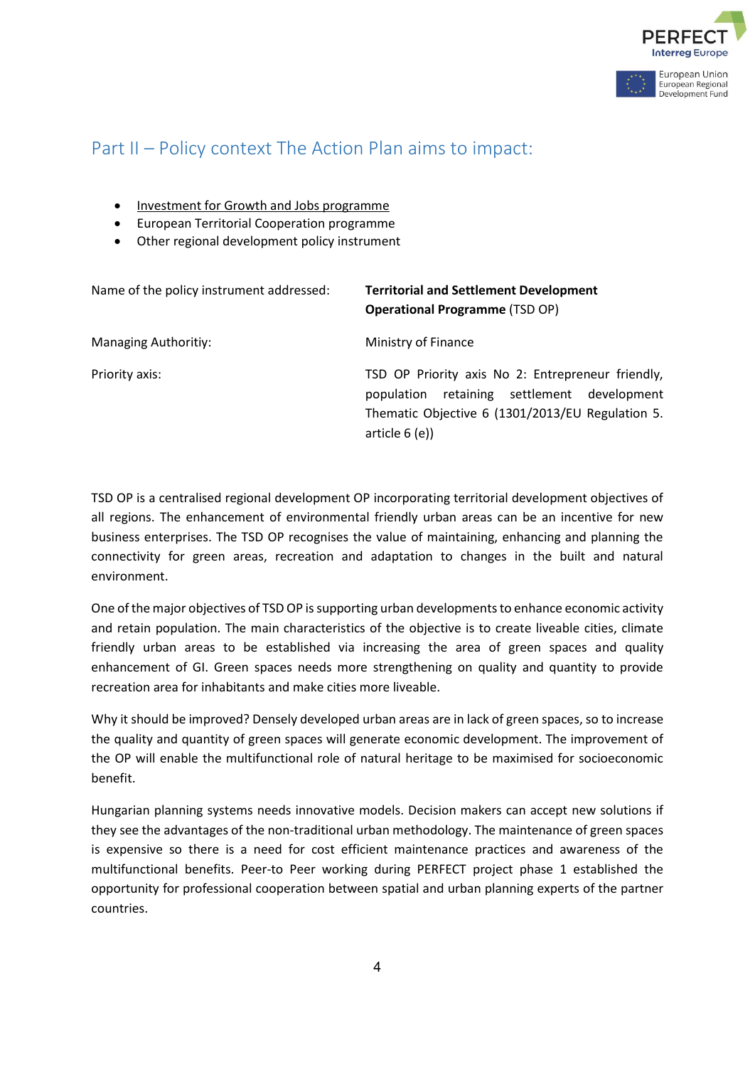## Part II – Policy context The Action Plan aims to impact:

- Investment for Growth and Jobs programme
- European Territorial Cooperation programme
- Other regional development policy instrument

| | |
|---|---|
| Name of the policy instrument addressed: | **Territorial and Settlement Development Operational Programme** (TSD OP) |
| Managing Authoritiy: | Ministry of Finance |
| Priority axis: | TSD OP Priority axis No 2: Entrepreneur friendly, population retaining settlement development Thematic Objective 6 (1301/2013/EU Regulation 5. article 6 (e)) |

TSD OP is a centralised regional development OP incorporating territorial development objectives of all regions. The enhancement of environmental friendly urban areas can be an incentive for new business enterprises. The TSD OP recognises the value of maintaining, enhancing and planning the connectivity for green areas, recreation and adaptation to changes in the built and natural environment.

One of the major objectives of TSD OP is supporting urban developments to enhance economic activity and retain population. The main characteristics of the objective is to create liveable cities, climate friendly urban areas to be established via increasing the area of green spaces and quality enhancement of GI. Green spaces needs more strengthening on quality and quantity to provide recreation area for inhabitants and make cities more liveable.

Why it should be improved? Densely developed urban areas are in lack of green spaces, so to increase the quality and quantity of green spaces will generate economic development. The improvement of the OP will enable the multifunctional role of natural heritage to be maximised for socioeconomic benefit.

Hungarian planning systems needs innovative models. Decision makers can accept new solutions if they see the advantages of the non-traditional urban methodology. The maintenance of green spaces is expensive so there is a need for cost efficient maintenance practices and awareness of the multifunctional benefits. Peer-to Peer working during PERFECT project phase 1 established the opportunity for professional cooperation between spatial and urban planning experts of the partner countries.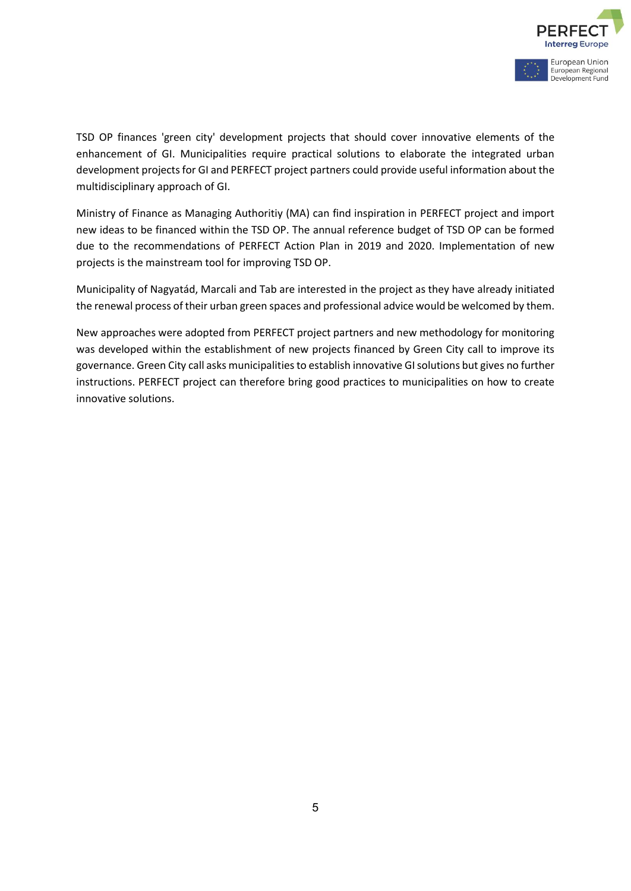TSD OP finances 'green city' development projects that should cover innovative elements of the enhancement of GI. Municipalities require practical solutions to elaborate the integrated urban development projects for GI and PERFECT project partners could provide useful information about the multidisciplinary approach of GI.

Ministry of Finance as Managing Authoritiy (MA) can find inspiration in PERFECT project and import new ideas to be financed within the TSD OP. The annual reference budget of TSD OP can be formed due to the recommendations of PERFECT Action Plan in 2019 and 2020. Implementation of new projects is the mainstream tool for improving TSD OP.

Municipality of Nagyatád, Marcali and Tab are interested in the project as they have already initiated the renewal process of their urban green spaces and professional advice would be welcomed by them.

New approaches were adopted from PERFECT project partners and new methodology for monitoring was developed within the establishment of new projects financed by Green City call to improve its governance. Green City call asks municipalities to establish innovative GI solutions but gives no further instructions. PERFECT project can therefore bring good practices to municipalities on how to create innovative solutions.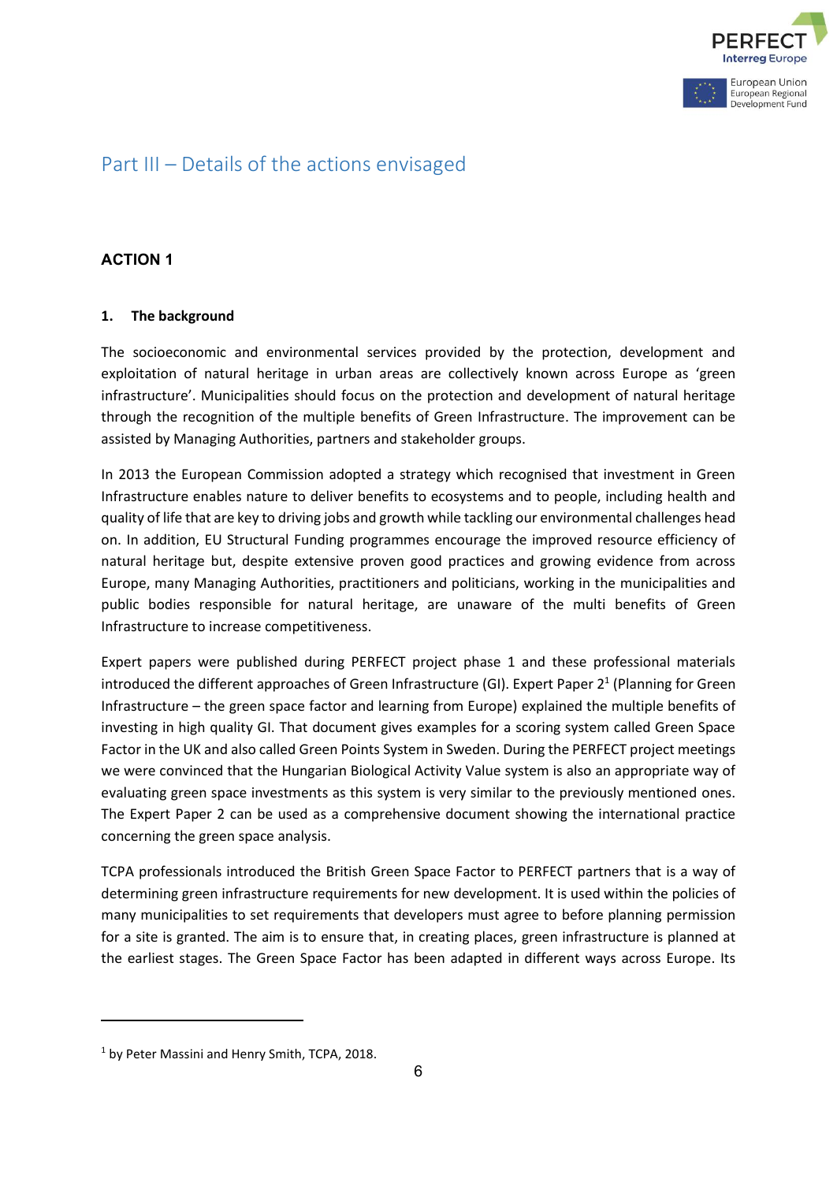# Part III – Details of the actions envisaged

## ACTION 1

### 1. The background

The socioeconomic and environmental services provided by the protection, development and exploitation of natural heritage in urban areas are collectively known across Europe as 'green infrastructure'. Municipalities should focus on the protection and development of natural heritage through the recognition of the multiple benefits of Green Infrastructure. The improvement can be assisted by Managing Authorities, partners and stakeholder groups.

In 2013 the European Commission adopted a strategy which recognised that investment in Green Infrastructure enables nature to deliver benefits to ecosystems and to people, including health and quality of life that are key to driving jobs and growth while tackling our environmental challenges head on. In addition, EU Structural Funding programmes encourage the improved resource efficiency of natural heritage but, despite extensive proven good practices and growing evidence from across Europe, many Managing Authorities, practitioners and politicians, working in the municipalities and public bodies responsible for natural heritage, are unaware of the multi benefits of Green Infrastructure to increase competitiveness.

Expert papers were published during PERFECT project phase 1 and these professional materials introduced the different approaches of Green Infrastructure (GI). Expert Paper 2[1] (Planning for Green Infrastructure – the green space factor and learning from Europe) explained the multiple benefits of investing in high quality GI. That document gives examples for a scoring system called Green Space Factor in the UK and also called Green Points System in Sweden. During the PERFECT project meetings we were convinced that the Hungarian Biological Activity Value system is also an appropriate way of evaluating green space investments as this system is very similar to the previously mentioned ones. The Expert Paper 2 can be used as a comprehensive document showing the international practice concerning the green space analysis.

TCPA professionals introduced the British Green Space Factor to PERFECT partners that is a way of determining green infrastructure requirements for new development. It is used within the policies of many municipalities to set requirements that developers must agree to before planning permission for a site is granted. The aim is to ensure that, in creating places, green infrastructure is planned at the earliest stages. The Green Space Factor has been adapted in different ways across Europe. Its

[1] by Peter Massini and Henry Smith, TCPA, 2018.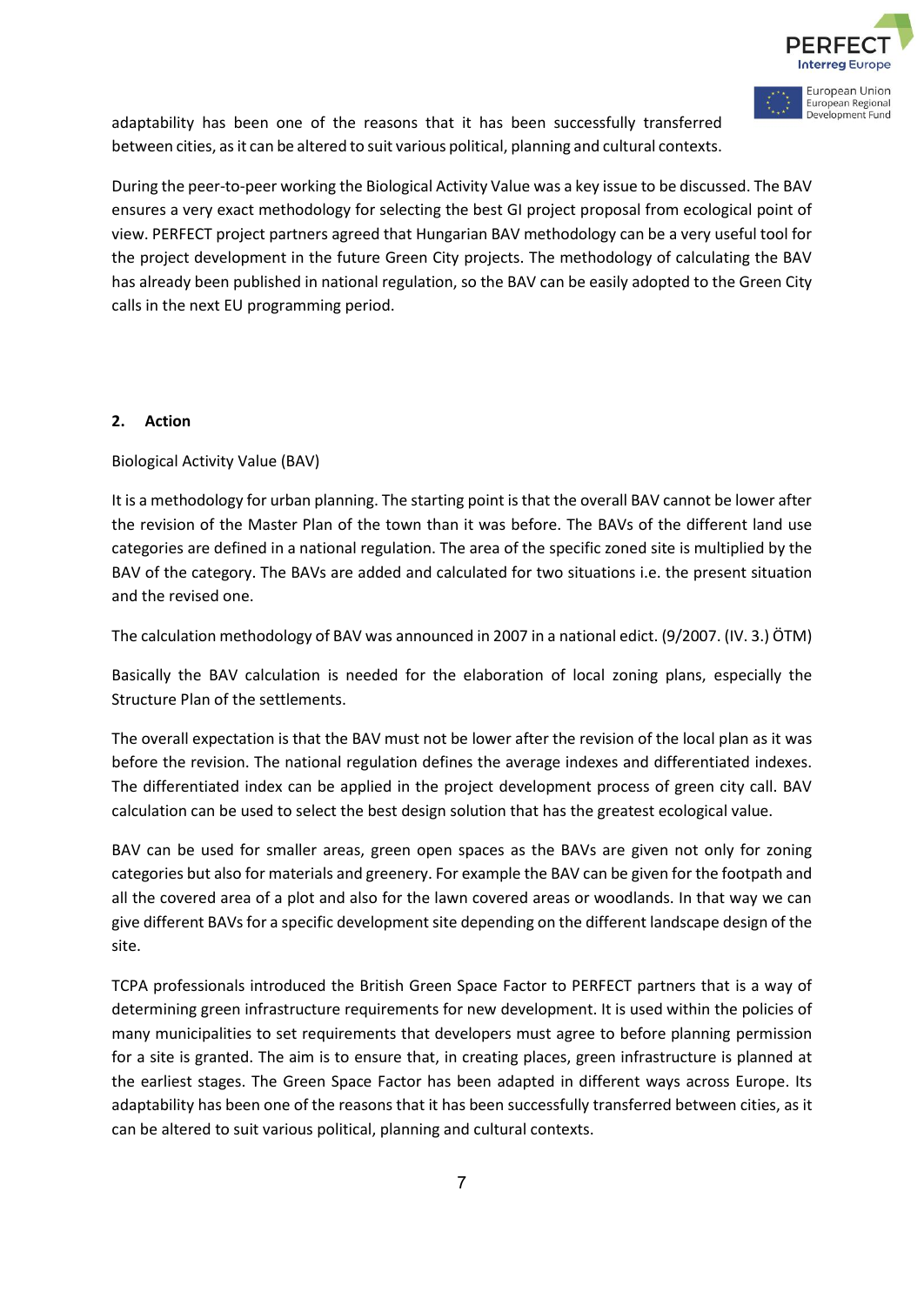adaptability has been one of the reasons that it has been successfully transferred between cities, as it can be altered to suit various political, planning and cultural contexts.

During the peer-to-peer working the Biological Activity Value was a key issue to be discussed. The BAV ensures a very exact methodology for selecting the best GI project proposal from ecological point of view. PERFECT project partners agreed that Hungarian BAV methodology can be a very useful tool for the project development in the future Green City projects. The methodology of calculating the BAV has already been published in national regulation, so the BAV can be easily adopted to the Green City calls in the next EU programming period.

## 2. Action

Biological Activity Value (BAV)

It is a methodology for urban planning. The starting point is that the overall BAV cannot be lower after the revision of the Master Plan of the town than it was before. The BAVs of the different land use categories are defined in a national regulation. The area of the specific zoned site is multiplied by the BAV of the category. The BAVs are added and calculated for two situations i.e. the present situation and the revised one.

The calculation methodology of BAV was announced in 2007 in a national edict. (9/2007. (IV. 3.) ÖTM)

Basically the BAV calculation is needed for the elaboration of local zoning plans, especially the Structure Plan of the settlements.

The overall expectation is that the BAV must not be lower after the revision of the local plan as it was before the revision. The national regulation defines the average indexes and differentiated indexes. The differentiated index can be applied in the project development process of green city call. BAV calculation can be used to select the best design solution that has the greatest ecological value.

BAV can be used for smaller areas, green open spaces as the BAVs are given not only for zoning categories but also for materials and greenery. For example the BAV can be given for the footpath and all the covered area of a plot and also for the lawn covered areas or woodlands. In that way we can give different BAVs for a specific development site depending on the different landscape design of the site.

TCPA professionals introduced the British Green Space Factor to PERFECT partners that is a way of determining green infrastructure requirements for new development. It is used within the policies of many municipalities to set requirements that developers must agree to before planning permission for a site is granted. The aim is to ensure that, in creating places, green infrastructure is planned at the earliest stages. The Green Space Factor has been adapted in different ways across Europe. Its adaptability has been one of the reasons that it has been successfully transferred between cities, as it can be altered to suit various political, planning and cultural contexts.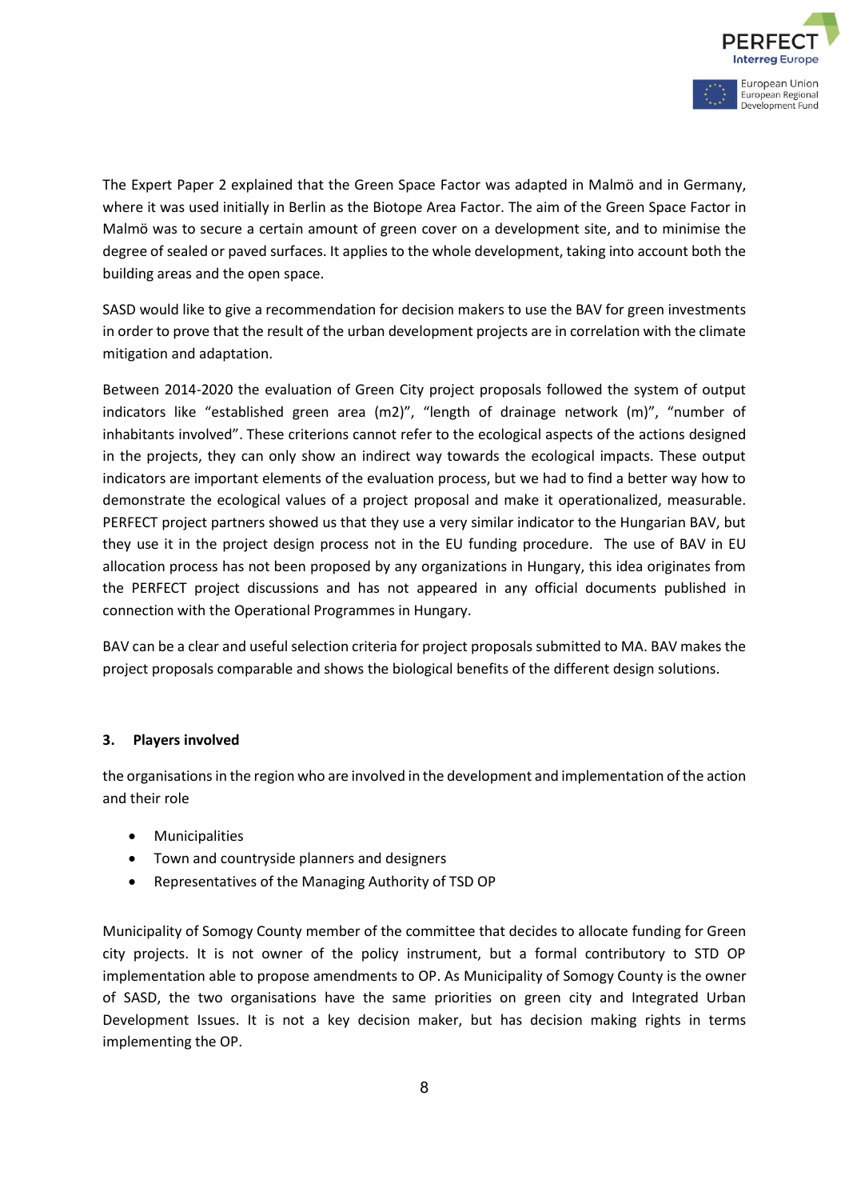The Expert Paper 2 explained that the Green Space Factor was adapted in Malmö and in Germany, where it was used initially in Berlin as the Biotope Area Factor. The aim of the Green Space Factor in Malmö was to secure a certain amount of green cover on a development site, and to minimise the degree of sealed or paved surfaces. It applies to the whole development, taking into account both the building areas and the open space.

SASD would like to give a recommendation for decision makers to use the BAV for green investments in order to prove that the result of the urban development projects are in correlation with the climate mitigation and adaptation.

Between 2014-2020 the evaluation of Green City project proposals followed the system of output indicators like "established green area (m2)", "length of drainage network (m)", "number of inhabitants involved". These criterions cannot refer to the ecological aspects of the actions designed in the projects, they can only show an indirect way towards the ecological impacts. These output indicators are important elements of the evaluation process, but we had to find a better way how to demonstrate the ecological values of a project proposal and make it operationalized, measurable. PERFECT project partners showed us that they use a very similar indicator to the Hungarian BAV, but they use it in the project design process not in the EU funding procedure. The use of BAV in EU allocation process has not been proposed by any organizations in Hungary, this idea originates from the PERFECT project discussions and has not appeared in any official documents published in connection with the Operational Programmes in Hungary.

BAV can be a clear and useful selection criteria for project proposals submitted to MA. BAV makes the project proposals comparable and shows the biological benefits of the different design solutions.

### 3. Players involved

the organisations in the region who are involved in the development and implementation of the action and their role

- Municipalities
- Town and countryside planners and designers
- Representatives of the Managing Authority of TSD OP

Municipality of Somogy County member of the committee that decides to allocate funding for Green city projects. It is not owner of the policy instrument, but a formal contributory to STD OP implementation able to propose amendments to OP. As Municipality of Somogy County is the owner of SASD, the two organisations have the same priorities on green city and Integrated Urban Development Issues. It is not a key decision maker, but has decision making rights in terms implementing the OP.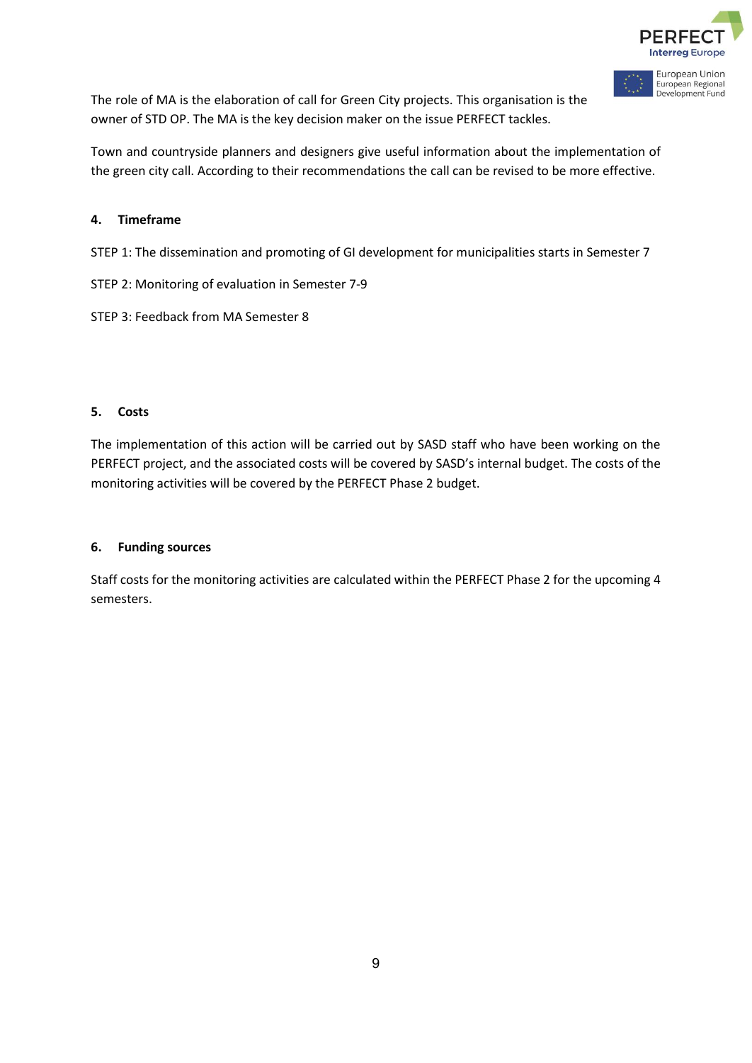The role of MA is the elaboration of call for Green City projects. This organisation is the owner of STD OP. The MA is the key decision maker on the issue PERFECT tackles.

Town and countryside planners and designers give useful information about the implementation of the green city call. According to their recommendations the call can be revised to be more effective.

## 4. Timeframe

STEP 1: The dissemination and promoting of GI development for municipalities starts in Semester 7

STEP 2: Monitoring of evaluation in Semester 7-9

STEP 3: Feedback from MA Semester 8

## 5. Costs

The implementation of this action will be carried out by SASD staff who have been working on the PERFECT project, and the associated costs will be covered by SASD's internal budget. The costs of the monitoring activities will be covered by the PERFECT Phase 2 budget.

## 6. Funding sources

Staff costs for the monitoring activities are calculated within the PERFECT Phase 2 for the upcoming 4 semesters.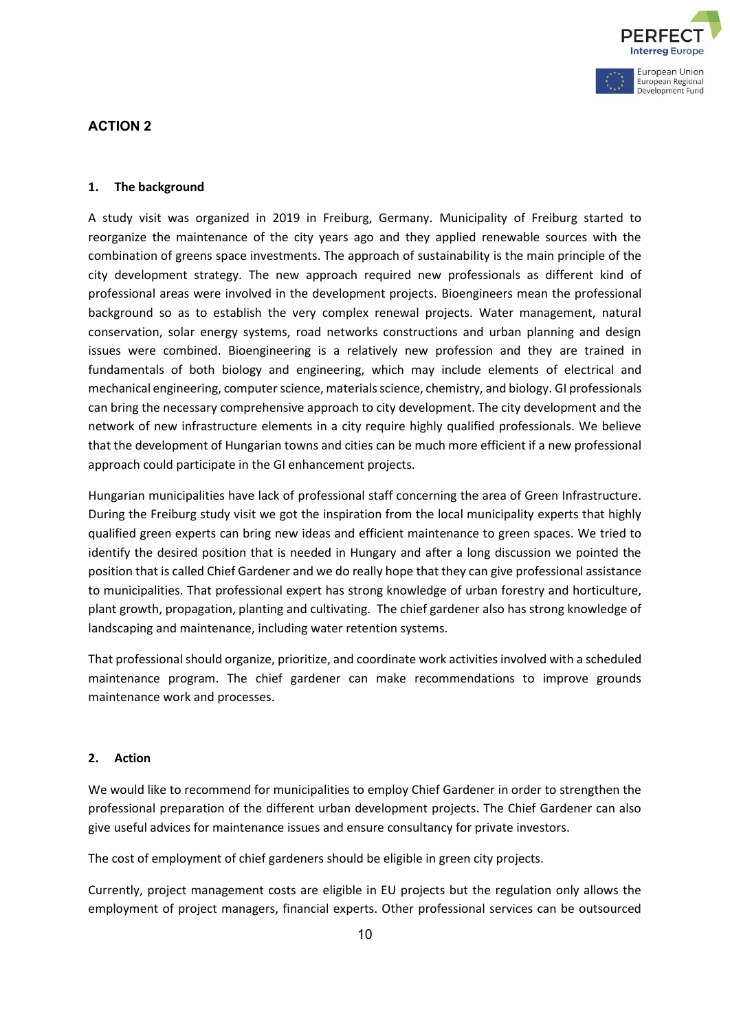## ACTION 2

### 1. The background

A study visit was organized in 2019 in Freiburg, Germany. Municipality of Freiburg started to reorganize the maintenance of the city years ago and they applied renewable sources with the combination of greens space investments. The approach of sustainability is the main principle of the city development strategy. The new approach required new professionals as different kind of professional areas were involved in the development projects. Bioengineers mean the professional background so as to establish the very complex renewal projects. Water management, natural conservation, solar energy systems, road networks constructions and urban planning and design issues were combined. Bioengineering is a relatively new profession and they are trained in fundamentals of both biology and engineering, which may include elements of electrical and mechanical engineering, computer science, materials science, chemistry, and biology. GI professionals can bring the necessary comprehensive approach to city development. The city development and the network of new infrastructure elements in a city require highly qualified professionals. We believe that the development of Hungarian towns and cities can be much more efficient if a new professional approach could participate in the GI enhancement projects.

Hungarian municipalities have lack of professional staff concerning the area of Green Infrastructure. During the Freiburg study visit we got the inspiration from the local municipality experts that highly qualified green experts can bring new ideas and efficient maintenance to green spaces. We tried to identify the desired position that is needed in Hungary and after a long discussion we pointed the position that is called Chief Gardener and we do really hope that they can give professional assistance to municipalities. That professional expert has strong knowledge of urban forestry and horticulture, plant growth, propagation, planting and cultivating. The chief gardener also has strong knowledge of landscaping and maintenance, including water retention systems.

That professional should organize, prioritize, and coordinate work activities involved with a scheduled maintenance program. The chief gardener can make recommendations to improve grounds maintenance work and processes.

### 2. Action

We would like to recommend for municipalities to employ Chief Gardener in order to strengthen the professional preparation of the different urban development projects. The Chief Gardener can also give useful advices for maintenance issues and ensure consultancy for private investors.

The cost of employment of chief gardeners should be eligible in green city projects.

Currently, project management costs are eligible in EU projects but the regulation only allows the employment of project managers, financial experts. Other professional services can be outsourced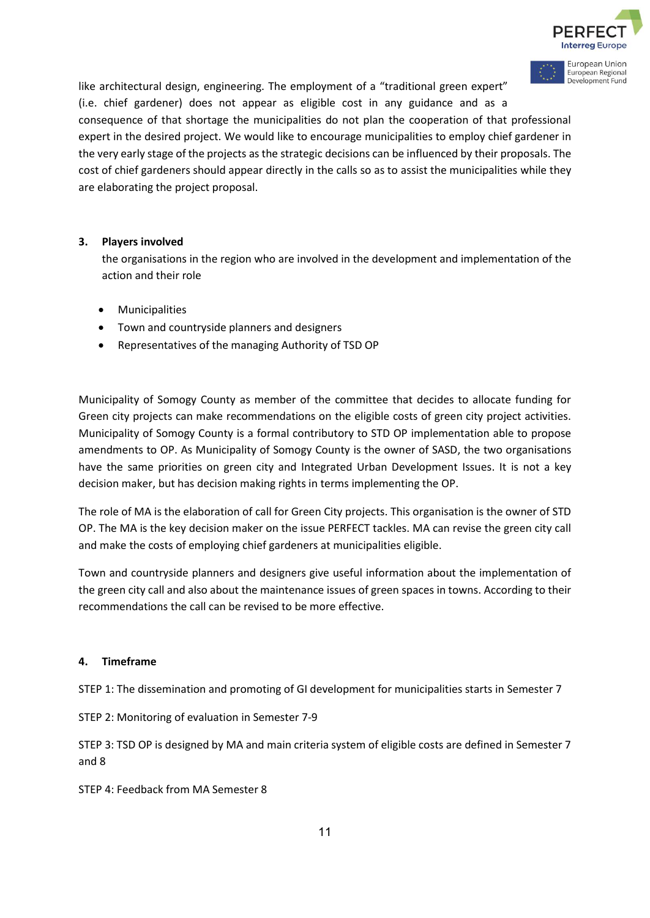like architectural design, engineering. The employment of a "traditional green expert" (i.e. chief gardener) does not appear as eligible cost in any guidance and as a consequence of that shortage the municipalities do not plan the cooperation of that professional expert in the desired project. We would like to encourage municipalities to employ chief gardener in the very early stage of the projects as the strategic decisions can be influenced by their proposals. The cost of chief gardeners should appear directly in the calls so as to assist the municipalities while they are elaborating the project proposal.

### 3. Players involved

the organisations in the region who are involved in the development and implementation of the action and their role

- Municipalities
- Town and countryside planners and designers
- Representatives of the managing Authority of TSD OP

Municipality of Somogy County as member of the committee that decides to allocate funding for Green city projects can make recommendations on the eligible costs of green city project activities. Municipality of Somogy County is a formal contributory to STD OP implementation able to propose amendments to OP. As Municipality of Somogy County is the owner of SASD, the two organisations have the same priorities on green city and Integrated Urban Development Issues. It is not a key decision maker, but has decision making rights in terms implementing the OP.

The role of MA is the elaboration of call for Green City projects. This organisation is the owner of STD OP. The MA is the key decision maker on the issue PERFECT tackles. MA can revise the green city call and make the costs of employing chief gardeners at municipalities eligible.

Town and countryside planners and designers give useful information about the implementation of the green city call and also about the maintenance issues of green spaces in towns. According to their recommendations the call can be revised to be more effective.

### 4. Timeframe

STEP 1: The dissemination and promoting of GI development for municipalities starts in Semester 7

STEP 2: Monitoring of evaluation in Semester 7-9

STEP 3: TSD OP is designed by MA and main criteria system of eligible costs are defined in Semester 7 and 8

STEP 4: Feedback from MA Semester 8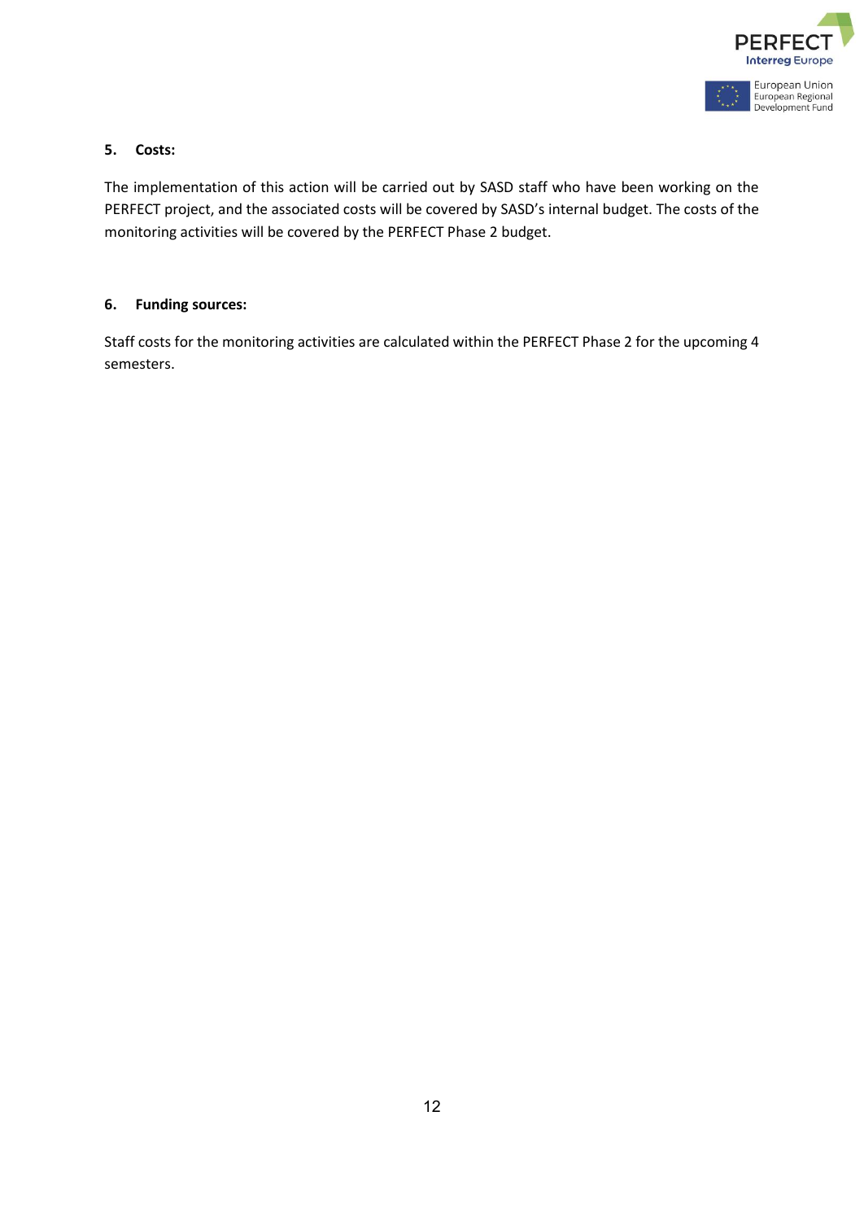**5. Costs:**

The implementation of this action will be carried out by SASD staff who have been working on the PERFECT project, and the associated costs will be covered by SASD's internal budget. The costs of the monitoring activities will be covered by the PERFECT Phase 2 budget.

**6. Funding sources:**

Staff costs for the monitoring activities are calculated within the PERFECT Phase 2 for the upcoming 4 semesters.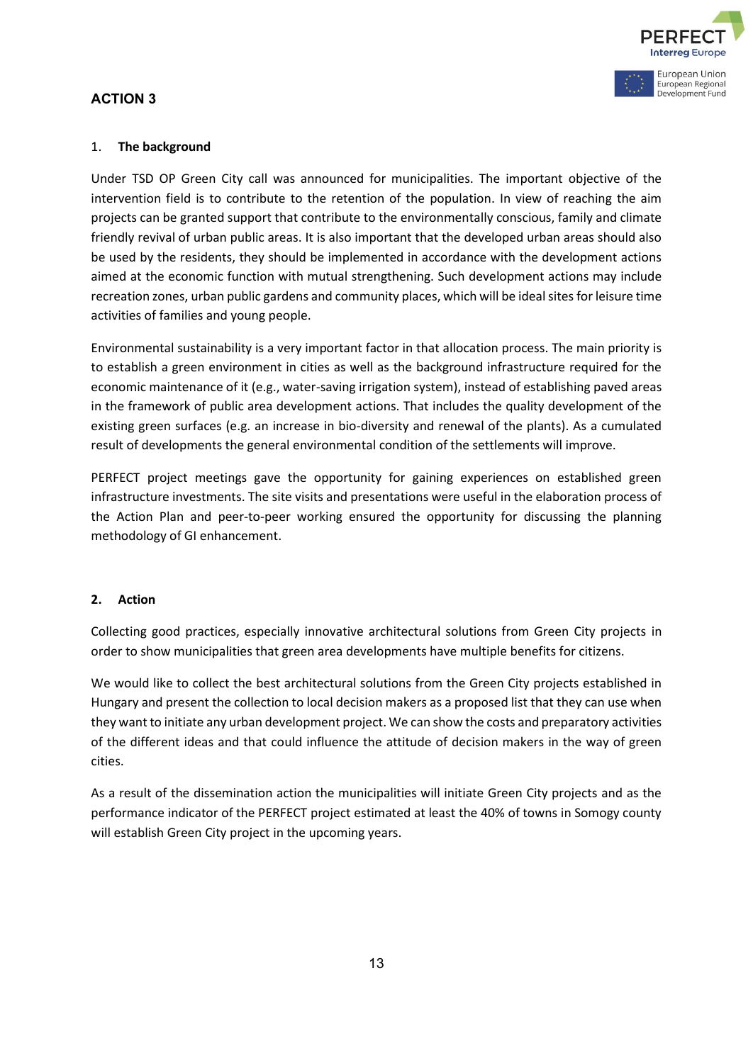## ACTION 3

### 1. The background

Under TSD OP Green City call was announced for municipalities. The important objective of the intervention field is to contribute to the retention of the population. In view of reaching the aim projects can be granted support that contribute to the environmentally conscious, family and climate friendly revival of urban public areas. It is also important that the developed urban areas should also be used by the residents, they should be implemented in accordance with the development actions aimed at the economic function with mutual strengthening. Such development actions may include recreation zones, urban public gardens and community places, which will be ideal sites for leisure time activities of families and young people.

Environmental sustainability is a very important factor in that allocation process. The main priority is to establish a green environment in cities as well as the background infrastructure required for the economic maintenance of it (e.g., water-saving irrigation system), instead of establishing paved areas in the framework of public area development actions. That includes the quality development of the existing green surfaces (e.g. an increase in bio-diversity and renewal of the plants). As a cumulated result of developments the general environmental condition of the settlements will improve.

PERFECT project meetings gave the opportunity for gaining experiences on established green infrastructure investments. The site visits and presentations were useful in the elaboration process of the Action Plan and peer-to-peer working ensured the opportunity for discussing the planning methodology of GI enhancement.

### 2. Action

Collecting good practices, especially innovative architectural solutions from Green City projects in order to show municipalities that green area developments have multiple benefits for citizens.

We would like to collect the best architectural solutions from the Green City projects established in Hungary and present the collection to local decision makers as a proposed list that they can use when they want to initiate any urban development project. We can show the costs and preparatory activities of the different ideas and that could influence the attitude of decision makers in the way of green cities.

As a result of the dissemination action the municipalities will initiate Green City projects and as the performance indicator of the PERFECT project estimated at least the 40% of towns in Somogy county will establish Green City project in the upcoming years.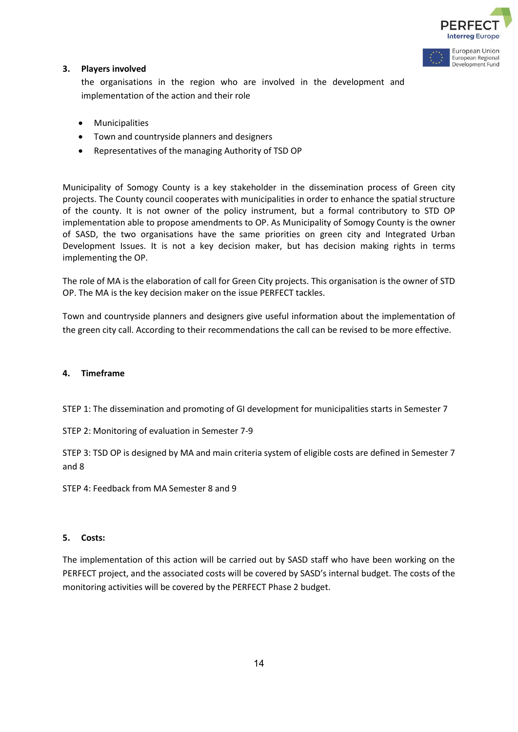### 3. Players involved

the organisations in the region who are involved in the development and implementation of the action and their role

- Municipalities
- Town and countryside planners and designers
- Representatives of the managing Authority of TSD OP

Municipality of Somogy County is a key stakeholder in the dissemination process of Green city projects. The County council cooperates with municipalities in order to enhance the spatial structure of the county. It is not owner of the policy instrument, but a formal contributory to STD OP implementation able to propose amendments to OP. As Municipality of Somogy County is the owner of SASD, the two organisations have the same priorities on green city and Integrated Urban Development Issues. It is not a key decision maker, but has decision making rights in terms implementing the OP.

The role of MA is the elaboration of call for Green City projects. This organisation is the owner of STD OP. The MA is the key decision maker on the issue PERFECT tackles.

Town and countryside planners and designers give useful information about the implementation of the green city call. According to their recommendations the call can be revised to be more effective.

### 4. Timeframe

STEP 1: The dissemination and promoting of GI development for municipalities starts in Semester 7

STEP 2: Monitoring of evaluation in Semester 7-9

STEP 3: TSD OP is designed by MA and main criteria system of eligible costs are defined in Semester 7 and 8

STEP 4: Feedback from MA Semester 8 and 9

### 5. Costs:

The implementation of this action will be carried out by SASD staff who have been working on the PERFECT project, and the associated costs will be covered by SASD's internal budget. The costs of the monitoring activities will be covered by the PERFECT Phase 2 budget.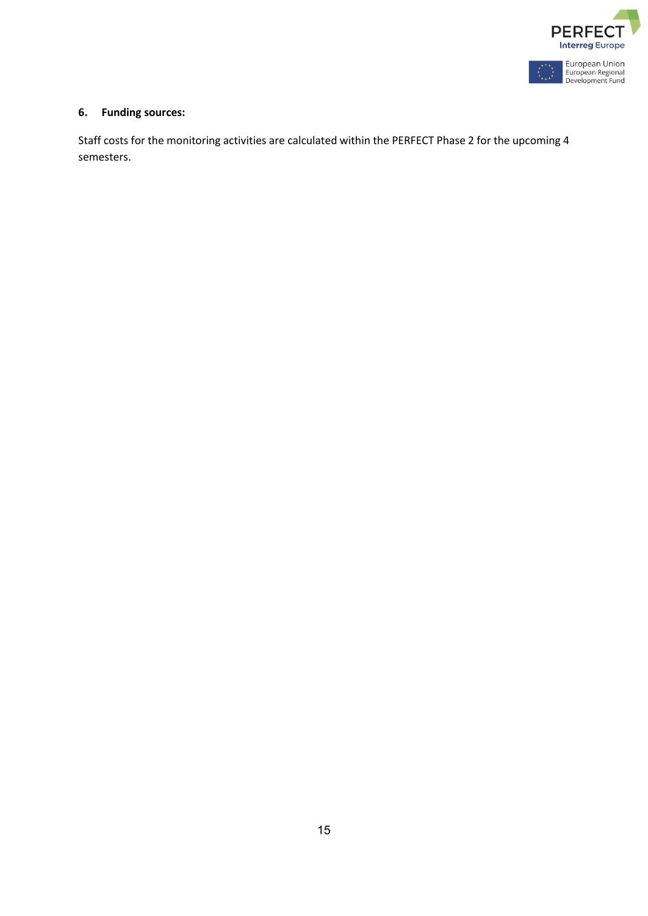## 6. Funding sources:

Staff costs for the monitoring activities are calculated within the PERFECT Phase 2 for the upcoming 4 semesters.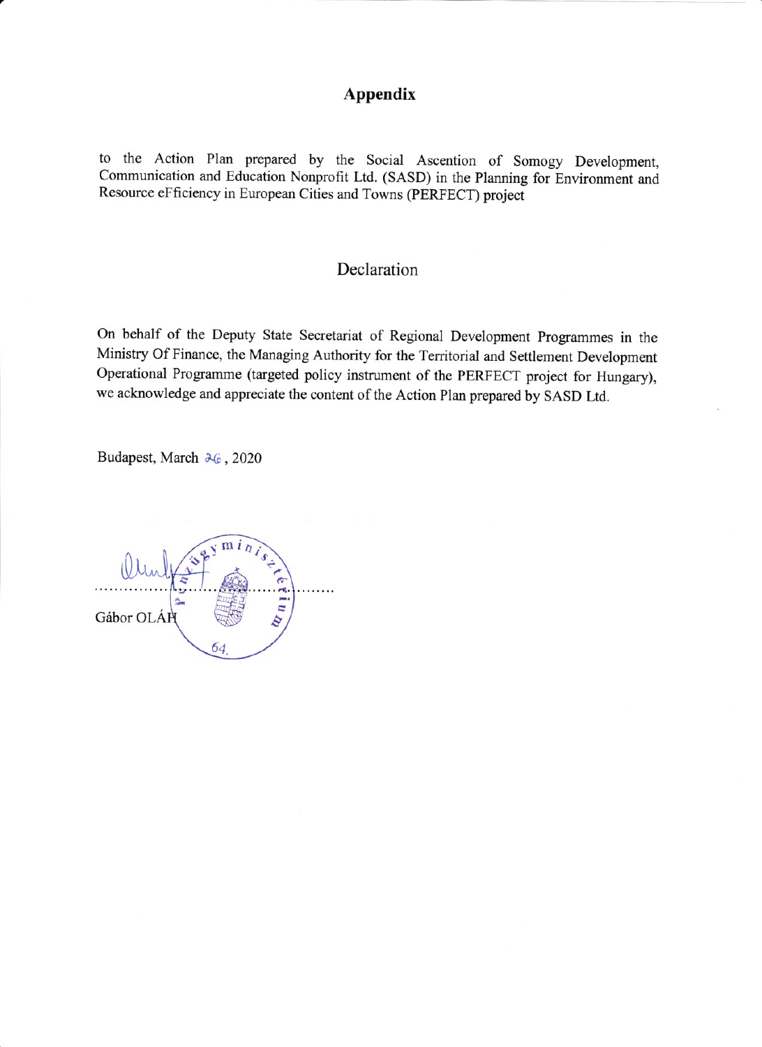# Appendix

to the Action Plan prepared by the Social Ascention of Somogy Development, Communication and Education Nonprofit Ltd. (SASD) in the Planning for Environment and Resource eFficiency in European Cities and Towns (PERFECT) project

## Declaration

On behalf of the Deputy State Secretariat of Regional Development Programmes in the Ministry Of Finance, the Managing Authority for the Territorial and Settlement Development Operational Programme (targeted policy instrument of the PERFECT project for Hungary), we acknowledge and appreciate the content of the Action Plan prepared by SASD Ltd.

Budapest, March 26, 2020

..........................................

Gábor OLÁH

Pénzügyminisztérium 64.